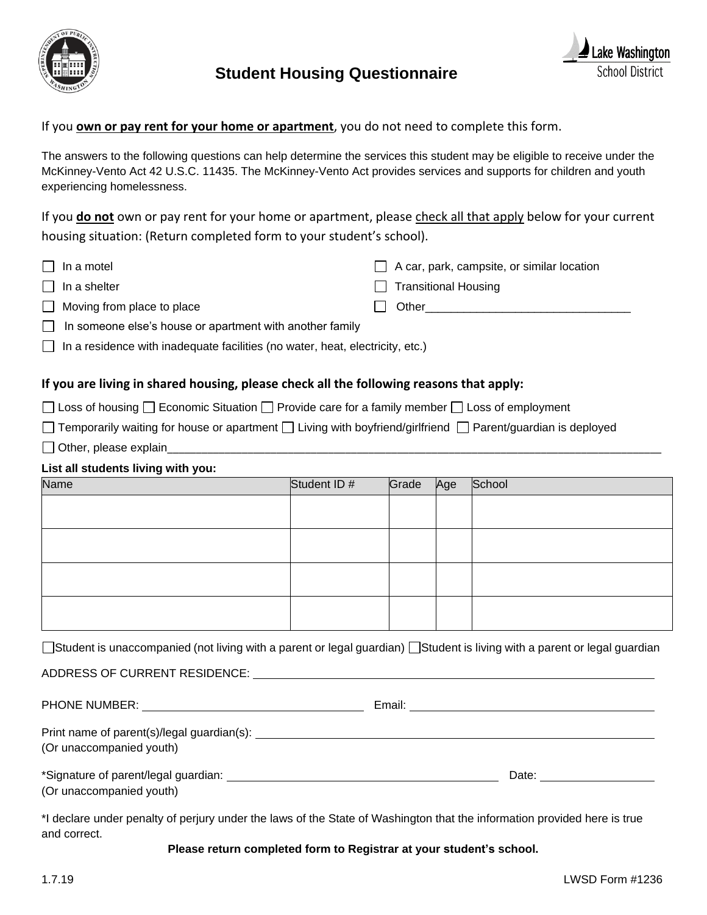# Student Housing Questionnaire

Lake Washington School District

If you **<u>own or pay rent for your home or apartment</u>**, you do not need to complete this form.

The answers to the following questions can help determine the services this student may be eligible to receive under the McKinney-Vento Act 42 U.S.C. 11435. The McKinney-Vento Act provides services and supports for children and youth experiencing homelessness.

If you **<u>do not</u>** own or pay rent for your home or apartment, please <u>check all that apply</u> below for your current housing situation: (Return completed form to your student's school).

- ☐ In a motel
- ☐ In a shelter
- ☐ Moving from place to place
- ☐ In someone else's house or apartment with another family
- ☐ In a residence with inadequate facilities (no water, heat, electricity, etc.)
- ☐ A car, park, campsite, or similar location
- ☐ Transitional Housing
- ☐ Other________________________________

**If you are living in shared housing, please check all the following reasons that apply:**

☐ Loss of housing ☐ Economic Situation ☐ Provide care for a family member ☐ Loss of employment

☐ Temporarily waiting for house or apartment ☐ Living with boyfriend/girlfriend ☐ Parent/guardian is deployed

☐ Other, please explain________________________________________________________________________

**List all students living with you:**

| Name | Student ID # | Grade | Age | School |
|---|---|---|---|---|
| | | | | |
| | | | | |
| | | | | |
| | | | | |

☐Student is unaccompanied (not living with a parent or legal guardian) ☐Student is living with a parent or legal guardian

ADDRESS OF CURRENT RESIDENCE: ____________________________________________

PHONE NUMBER: ______________________ Email: ______________________

Print name of parent(s)/legal guardian(s): ____________________________________________
(Or unaccompanied youth)

*Signature of parent/legal guardian: ______________________________ Date: ______________
(Or unaccompanied youth)

*I declare under penalty of perjury under the laws of the State of Washington that the information provided here is true and correct.

**Please return completed form to Registrar at your student's school.**

1.7.19 LWSD Form #1236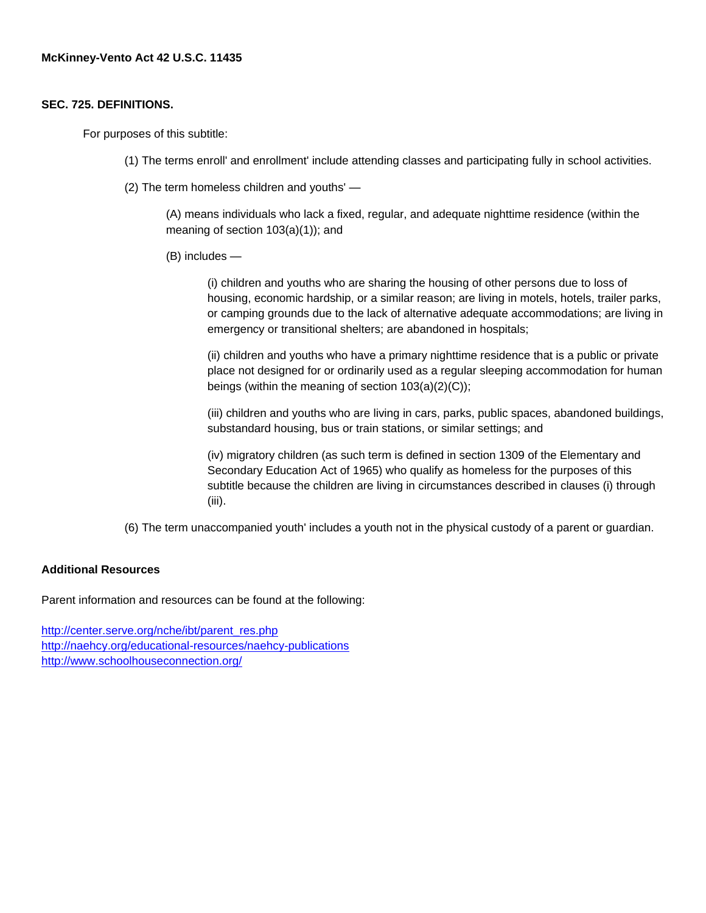**McKinney-Vento Act 42 U.S.C. 11435**

**SEC. 725. DEFINITIONS.**

For purposes of this subtitle:

(1) The terms enroll' and enrollment' include attending classes and participating fully in school activities.

(2) The term homeless children and youths' —

(A) means individuals who lack a fixed, regular, and adequate nighttime residence (within the meaning of section 103(a)(1)); and

(B) includes —

(i) children and youths who are sharing the housing of other persons due to loss of housing, economic hardship, or a similar reason; are living in motels, hotels, trailer parks, or camping grounds due to the lack of alternative adequate accommodations; are living in emergency or transitional shelters; are abandoned in hospitals;

(ii) children and youths who have a primary nighttime residence that is a public or private place not designed for or ordinarily used as a regular sleeping accommodation for human beings (within the meaning of section 103(a)(2)(C));

(iii) children and youths who are living in cars, parks, public spaces, abandoned buildings, substandard housing, bus or train stations, or similar settings; and

(iv) migratory children (as such term is defined in section 1309 of the Elementary and Secondary Education Act of 1965) who qualify as homeless for the purposes of this subtitle because the children are living in circumstances described in clauses (i) through (iii).

(6) The term unaccompanied youth' includes a youth not in the physical custody of a parent or guardian.

**Additional Resources**

Parent information and resources can be found at the following:

http://center.serve.org/nche/ibt/parent_res.php
http://naehcy.org/educational-resources/naehcy-publications
http://www.schoolhouseconnection.org/